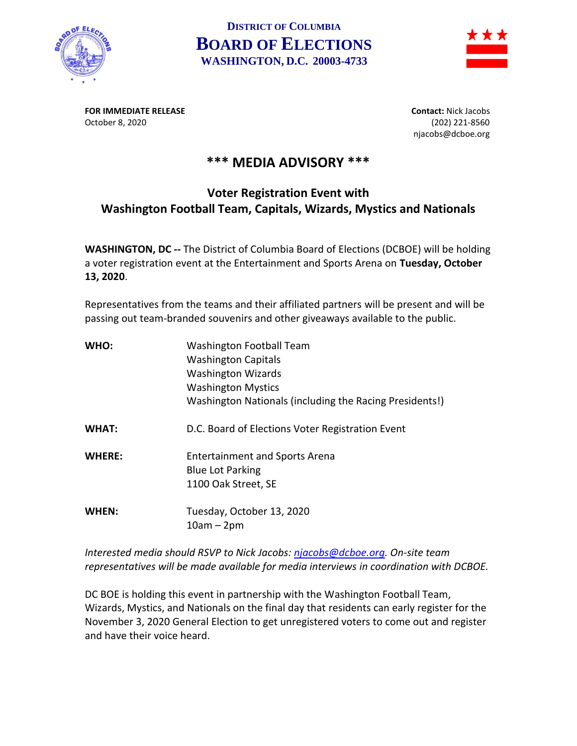# District of Columbia Board of Elections

**WASHINGTON, D.C. 20003-4733**

**FOR IMMEDIATE RELEASE**
October 8, 2020

**Contact:** Nick Jacobs
(202) 221-8560
njacobs@dcboe.org

## *** MEDIA ADVISORY ***

### Voter Registration Event with Washington Football Team, Capitals, Wizards, Mystics and Nationals

**WASHINGTON, DC --** The District of Columbia Board of Elections (DCBOE) will be holding a voter registration event at the Entertainment and Sports Arena on **Tuesday, October 13, 2020**.

Representatives from the teams and their affiliated partners will be present and will be passing out team-branded souvenirs and other giveaways available to the public.

**WHO:**
Washington Football Team
Washington Capitals
Washington Wizards
Washington Mystics
Washington Nationals (including the Racing Presidents!)

**WHAT:**
D.C. Board of Elections Voter Registration Event

**WHERE:**
Entertainment and Sports Arena
Blue Lot Parking
1100 Oak Street, SE

**WHEN:**
Tuesday, October 13, 2020
10am – 2pm

*Interested media should RSVP to Nick Jacobs: njacobs@dcboe.org. On-site team representatives will be made available for media interviews in coordination with DCBOE.*

DC BOE is holding this event in partnership with the Washington Football Team, Wizards, Mystics, and Nationals on the final day that residents can early register for the November 3, 2020 General Election to get unregistered voters to come out and register and have their voice heard.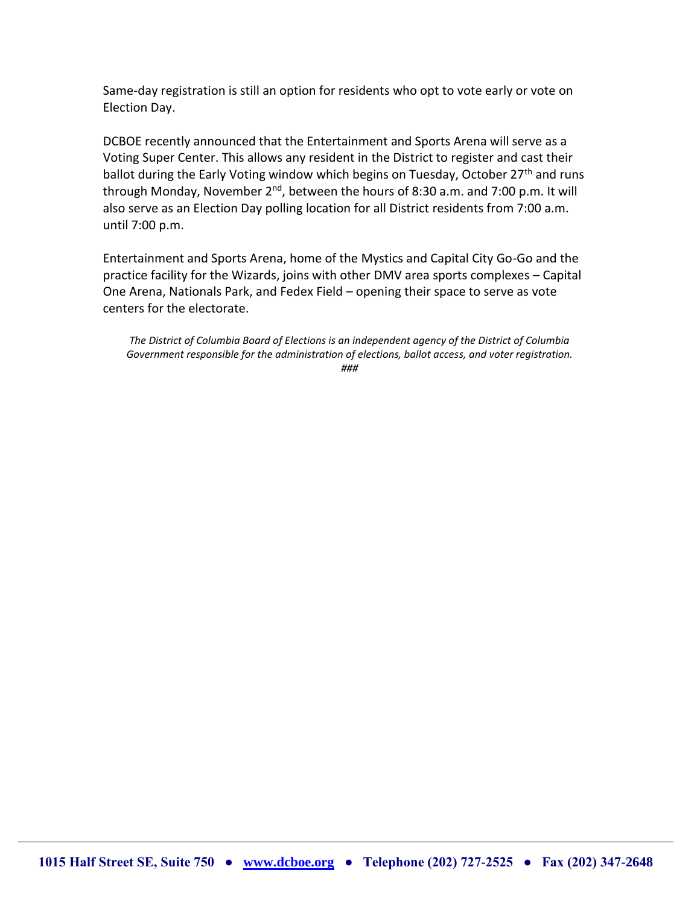Same-day registration is still an option for residents who opt to vote early or vote on Election Day.

DCBOE recently announced that the Entertainment and Sports Arena will serve as a Voting Super Center. This allows any resident in the District to register and cast their ballot during the Early Voting window which begins on Tuesday, October 27th and runs through Monday, November 2nd, between the hours of 8:30 a.m. and 7:00 p.m. It will also serve as an Election Day polling location for all District residents from 7:00 a.m. until 7:00 p.m.

Entertainment and Sports Arena, home of the Mystics and Capital City Go-Go and the practice facility for the Wizards, joins with other DMV area sports complexes – Capital One Arena, Nationals Park, and Fedex Field – opening their space to serve as vote centers for the electorate.

*The District of Columbia Board of Elections is an independent agency of the District of Columbia Government responsible for the administration of elections, ballot access, and voter registration.*

###

**1015 Half Street SE, Suite 750 ● www.dcboe.org ● Telephone (202) 727-2525 ● Fax (202) 347-2648**